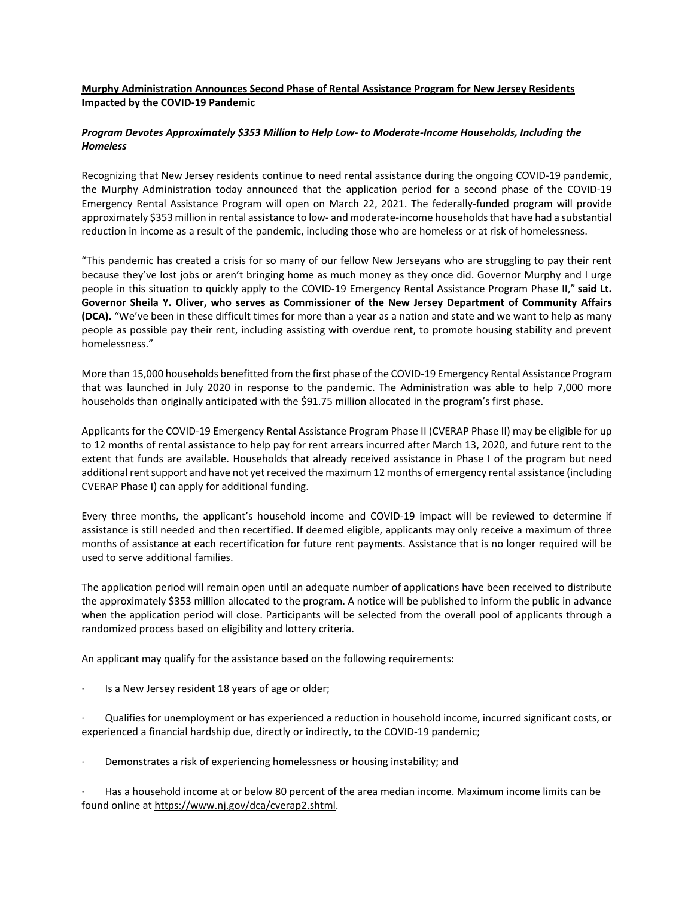**<u>Murphy Administration Announces Second Phase of Rental Assistance Program for New Jersey Residents Impacted by the COVID-19 Pandemic</u>**

***Program Devotes Approximately $353 Million to Help Low- to Moderate-Income Households, Including the Homeless***

Recognizing that New Jersey residents continue to need rental assistance during the ongoing COVID-19 pandemic, the Murphy Administration today announced that the application period for a second phase of the COVID-19 Emergency Rental Assistance Program will open on March 22, 2021. The federally-funded program will provide approximately $353 million in rental assistance to low- and moderate-income households that have had a substantial reduction in income as a result of the pandemic, including those who are homeless or at risk of homelessness.

"This pandemic has created a crisis for so many of our fellow New Jerseyans who are struggling to pay their rent because they've lost jobs or aren't bringing home as much money as they once did. Governor Murphy and I urge people in this situation to quickly apply to the COVID-19 Emergency Rental Assistance Program Phase II," **said Lt. Governor Sheila Y. Oliver, who serves as Commissioner of the New Jersey Department of Community Affairs (DCA).** "We've been in these difficult times for more than a year as a nation and state and we want to help as many people as possible pay their rent, including assisting with overdue rent, to promote housing stability and prevent homelessness."

More than 15,000 households benefitted from the first phase of the COVID-19 Emergency Rental Assistance Program that was launched in July 2020 in response to the pandemic. The Administration was able to help 7,000 more households than originally anticipated with the $91.75 million allocated in the program's first phase.

Applicants for the COVID-19 Emergency Rental Assistance Program Phase II (CVERAP Phase II) may be eligible for up to 12 months of rental assistance to help pay for rent arrears incurred after March 13, 2020, and future rent to the extent that funds are available. Households that already received assistance in Phase I of the program but need additional rent support and have not yet received the maximum 12 months of emergency rental assistance (including CVERAP Phase I) can apply for additional funding.

Every three months, the applicant's household income and COVID-19 impact will be reviewed to determine if assistance is still needed and then recertified. If deemed eligible, applicants may only receive a maximum of three months of assistance at each recertification for future rent payments. Assistance that is no longer required will be used to serve additional families.

The application period will remain open until an adequate number of applications have been received to distribute the approximately $353 million allocated to the program. A notice will be published to inform the public in advance when the application period will close. Participants will be selected from the overall pool of applicants through a randomized process based on eligibility and lottery criteria.

An applicant may qualify for the assistance based on the following requirements:

- Is a New Jersey resident 18 years of age or older;
- Qualifies for unemployment or has experienced a reduction in household income, incurred significant costs, or experienced a financial hardship due, directly or indirectly, to the COVID-19 pandemic;
- Demonstrates a risk of experiencing homelessness or housing instability; and
- Has a household income at or below 80 percent of the area median income. Maximum income limits can be found online at https://www.nj.gov/dca/cverap2.shtml.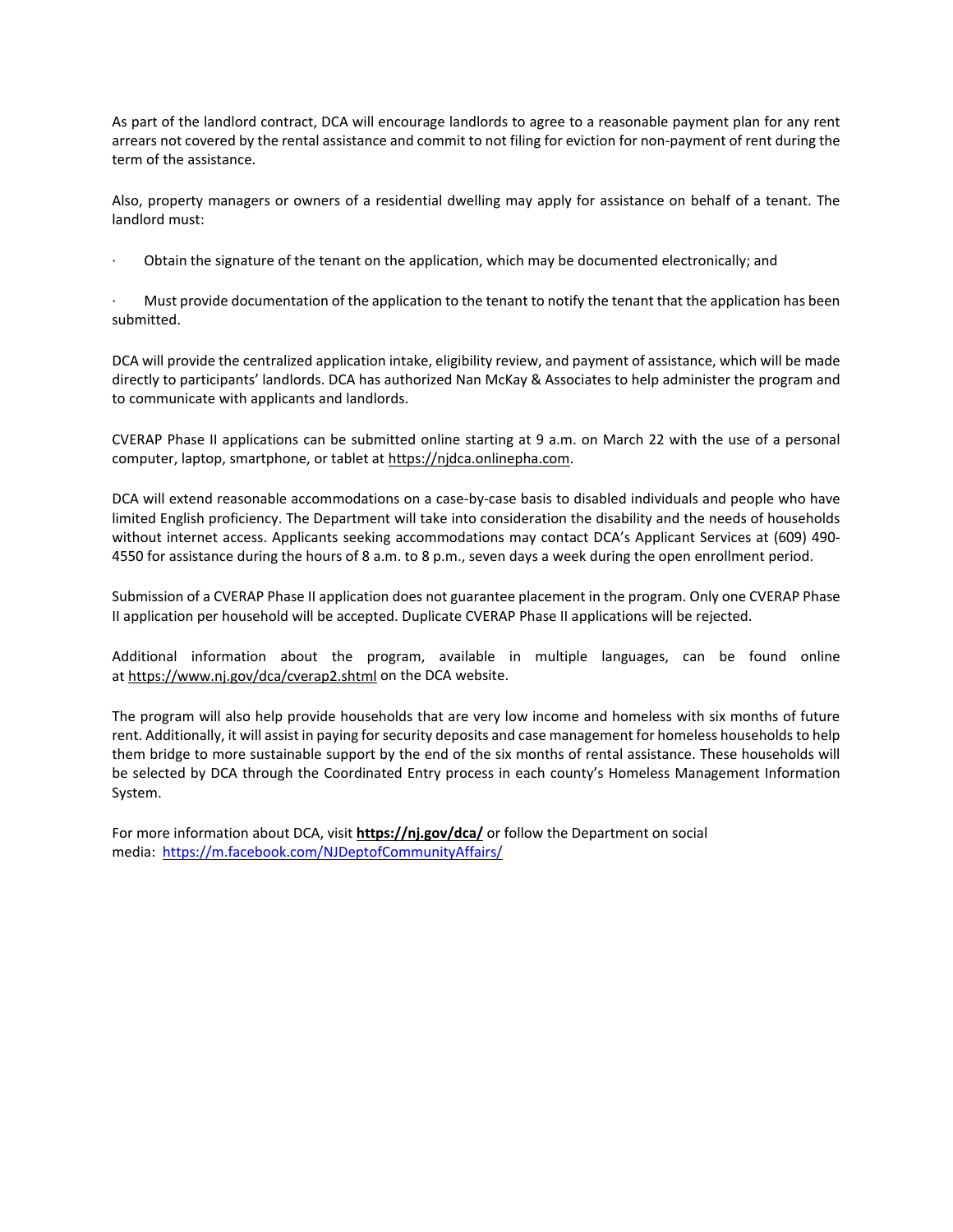As part of the landlord contract, DCA will encourage landlords to agree to a reasonable payment plan for any rent arrears not covered by the rental assistance and commit to not filing for eviction for non-payment of rent during the term of the assistance.

Also, property managers or owners of a residential dwelling may apply for assistance on behalf of a tenant. The landlord must:

- Obtain the signature of the tenant on the application, which may be documented electronically; and
- Must provide documentation of the application to the tenant to notify the tenant that the application has been submitted.

DCA will provide the centralized application intake, eligibility review, and payment of assistance, which will be made directly to participants' landlords. DCA has authorized Nan McKay & Associates to help administer the program and to communicate with applicants and landlords.

CVERAP Phase II applications can be submitted online starting at 9 a.m. on March 22 with the use of a personal computer, laptop, smartphone, or tablet at https://njdca.onlinepha.com.

DCA will extend reasonable accommodations on a case-by-case basis to disabled individuals and people who have limited English proficiency. The Department will take into consideration the disability and the needs of households without internet access. Applicants seeking accommodations may contact DCA's Applicant Services at (609) 490-4550 for assistance during the hours of 8 a.m. to 8 p.m., seven days a week during the open enrollment period.

Submission of a CVERAP Phase II application does not guarantee placement in the program. Only one CVERAP Phase II application per household will be accepted. Duplicate CVERAP Phase II applications will be rejected.

Additional information about the program, available in multiple languages, can be found online at https://www.nj.gov/dca/cverap2.shtml on the DCA website.

The program will also help provide households that are very low income and homeless with six months of future rent. Additionally, it will assist in paying for security deposits and case management for homeless households to help them bridge to more sustainable support by the end of the six months of rental assistance. These households will be selected by DCA through the Coordinated Entry process in each county's Homeless Management Information System.

For more information about DCA, visit **https://nj.gov/dca/** or follow the Department on social media: https://m.facebook.com/NJDeptofCommunityAffairs/